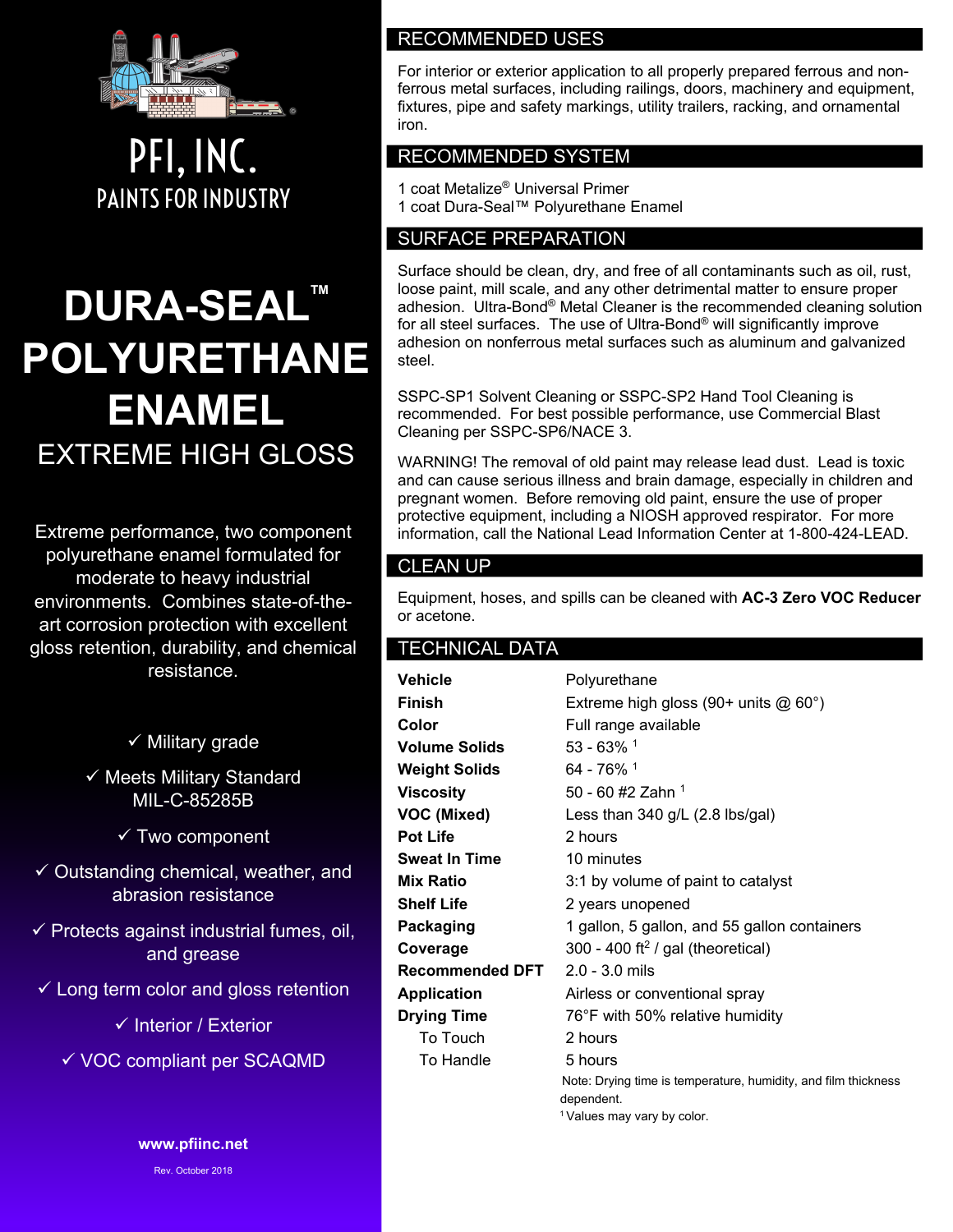# PFI, INC.

PAINTS FOR INDUSTRY

# DURA-SEAL™ POLYURETHANE ENAMEL

## EXTREME HIGH GLOSS

Extreme performance, two component polyurethane enamel formulated for moderate to heavy industrial environments. Combines state-of-the-art corrosion protection with excellent gloss retention, durability, and chemical resistance.

- ✓ Military grade
- ✓ Meets Military Standard MIL-C-85285B
- ✓ Two component
- ✓ Outstanding chemical, weather, and abrasion resistance
- ✓ Protects against industrial fumes, oil, and grease
- ✓ Long term color and gloss retention
- ✓ Interior / Exterior
- ✓ VOC compliant per SCAQMD

**www.pfiinc.net**

Rev. October 2018

## RECOMMENDED USES

For interior or exterior application to all properly prepared ferrous and non-ferrous metal surfaces, including railings, doors, machinery and equipment, fixtures, pipe and safety markings, utility trailers, racking, and ornamental iron.

## RECOMMENDED SYSTEM

1 coat Metalize® Universal Primer
1 coat Dura-Seal™ Polyurethane Enamel

## SURFACE PREPARATION

Surface should be clean, dry, and free of all contaminants such as oil, rust, loose paint, mill scale, and any other detrimental matter to ensure proper adhesion. Ultra-Bond® Metal Cleaner is the recommended cleaning solution for all steel surfaces. The use of Ultra-Bond® will significantly improve adhesion on nonferrous metal surfaces such as aluminum and galvanized steel.

SSPC-SP1 Solvent Cleaning or SSPC-SP2 Hand Tool Cleaning is recommended. For best possible performance, use Commercial Blast Cleaning per SSPC-SP6/NACE 3.

WARNING! The removal of old paint may release lead dust. Lead is toxic and can cause serious illness and brain damage, especially in children and pregnant women. Before removing old paint, ensure the use of proper protective equipment, including a NIOSH approved respirator. For more information, call the National Lead Information Center at 1-800-424-LEAD.

## CLEAN UP

Equipment, hoses, and spills can be cleaned with **AC-3 Zero VOC Reducer** or acetone.

## TECHNICAL DATA

| | |
|---|---|
| **Vehicle** | Polyurethane |
| **Finish** | Extreme high gloss (90+ units @ 60°) |
| **Color** | Full range available |
| **Volume Solids** | 53 - 63% [1] |
| **Weight Solids** | 64 - 76% [1] |
| **Viscosity** | 50 - 60 #2 Zahn [1] |
| **VOC (Mixed)** | Less than 340 g/L (2.8 lbs/gal) |
| **Pot Life** | 2 hours |
| **Sweat In Time** | 10 minutes |
| **Mix Ratio** | 3:1 by volume of paint to catalyst |
| **Shelf Life** | 2 years unopened |
| **Packaging** | 1 gallon, 5 gallon, and 55 gallon containers |
| **Coverage** | 300 - 400 $ft^2$ / gal (theoretical) |
| **Recommended DFT** | 2.0 - 3.0 mils |
| **Application** | Airless or conventional spray |
| **Drying Time** | 76°F with 50% relative humidity |
| To Touch | 2 hours |
| To Handle | 5 hours |

Note: Drying time is temperature, humidity, and film thickness dependent.

[1] Values may vary by color.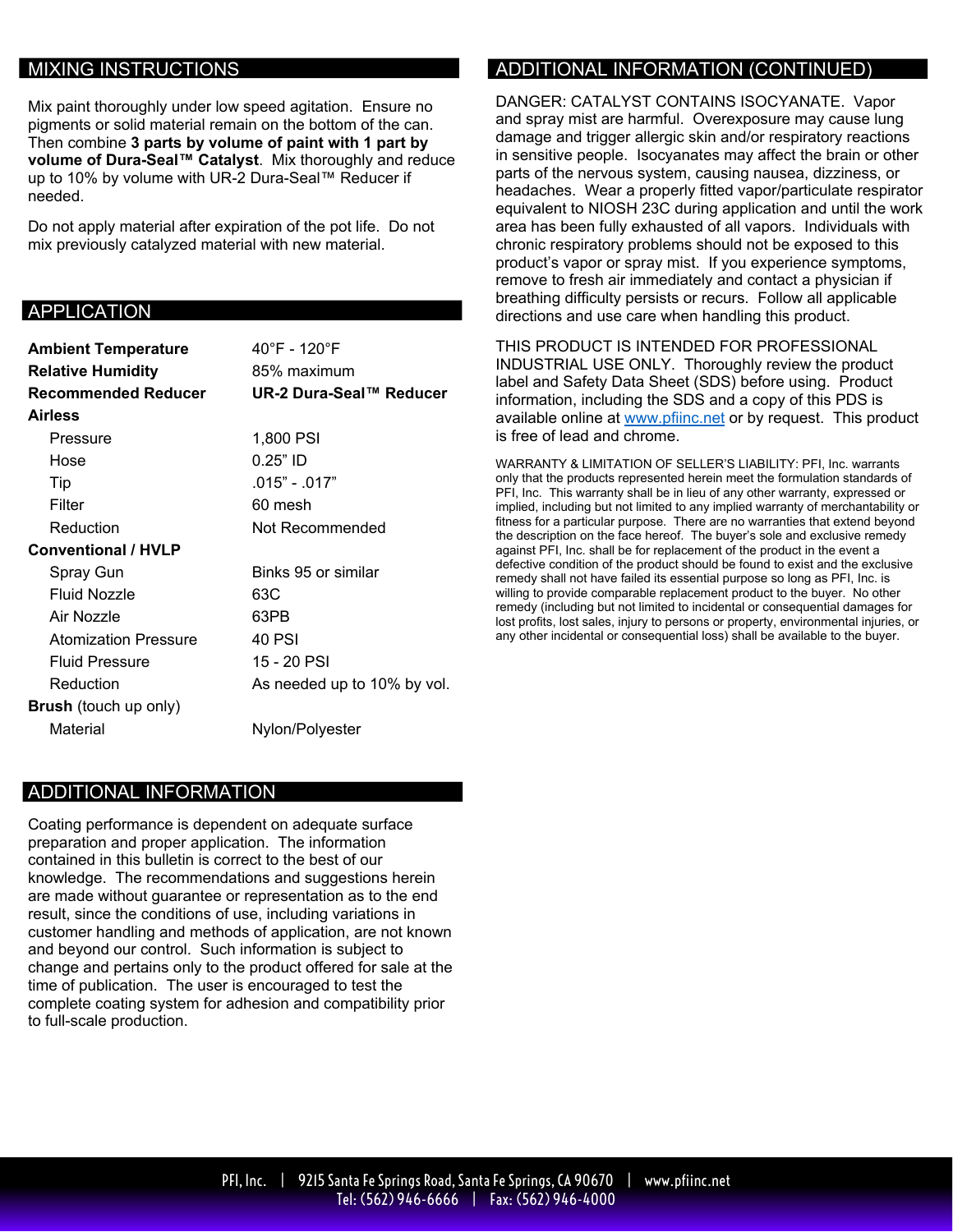## MIXING INSTRUCTIONS

Mix paint thoroughly under low speed agitation. Ensure no pigments or solid material remain on the bottom of the can. Then combine **3 parts by volume of paint with 1 part by volume of Dura-Seal™ Catalyst**. Mix thoroughly and reduce up to 10% by volume with UR-2 Dura-Seal™ Reducer if needed.

Do not apply material after expiration of the pot life. Do not mix previously catalyzed material with new material.

## APPLICATION

| | |
|---|---|
| **Ambient Temperature** | 40°F - 120°F |
| **Relative Humidity** | 85% maximum |
| **Recommended Reducer** | **UR-2 Dura-Seal™ Reducer** |
| **Airless** | |
| Pressure | 1,800 PSI |
| Hose | 0.25" ID |
| Tip | .015" - .017" |
| Filter | 60 mesh |
| Reduction | Not Recommended |
| **Conventional / HVLP** | |
| Spray Gun | Binks 95 or similar |
| Fluid Nozzle | 63C |
| Air Nozzle | 63PB |
| Atomization Pressure | 40 PSI |
| Fluid Pressure | 15 - 20 PSI |
| Reduction | As needed up to 10% by vol. |
| **Brush** (touch up only) | |
| Material | Nylon/Polyester |

## ADDITIONAL INFORMATION

Coating performance is dependent on adequate surface preparation and proper application. The information contained in this bulletin is correct to the best of our knowledge. The recommendations and suggestions herein are made without guarantee or representation as to the end result, since the conditions of use, including variations in customer handling and methods of application, are not known and beyond our control. Such information is subject to change and pertains only to the product offered for sale at the time of publication. The user is encouraged to test the complete coating system for adhesion and compatibility prior to full-scale production.

## ADDITIONAL INFORMATION (CONTINUED)

DANGER: CATALYST CONTAINS ISOCYANATE. Vapor and spray mist are harmful. Overexposure may cause lung damage and trigger allergic skin and/or respiratory reactions in sensitive people. Isocyanates may affect the brain or other parts of the nervous system, causing nausea, dizziness, or headaches. Wear a properly fitted vapor/particulate respirator equivalent to NIOSH 23C during application and until the work area has been fully exhausted of all vapors. Individuals with chronic respiratory problems should not be exposed to this product's vapor or spray mist. If you experience symptoms, remove to fresh air immediately and contact a physician if breathing difficulty persists or recurs. Follow all applicable directions and use care when handling this product.

THIS PRODUCT IS INTENDED FOR PROFESSIONAL INDUSTRIAL USE ONLY. Thoroughly review the product label and Safety Data Sheet (SDS) before using. Product information, including the SDS and a copy of this PDS is available online at www.pfiinc.net or by request. This product is free of lead and chrome.

WARRANTY & LIMITATION OF SELLER'S LIABILITY: PFI, Inc. warrants only that the products represented herein meet the formulation standards of PFI, Inc. This warranty shall be in lieu of any other warranty, expressed or implied, including but not limited to any implied warranty of merchantability or fitness for a particular purpose. There are no warranties that extend beyond the description on the face hereof. The buyer's sole and exclusive remedy against PFI, Inc. shall be for replacement of the product in the event a defective condition of the product should be found to exist and the exclusive remedy shall not have failed its essential purpose so long as PFI, Inc. is willing to provide comparable replacement product to the buyer. No other remedy (including but not limited to incidental or consequential damages for lost profits, lost sales, injury to persons or property, environmental injuries, or any other incidental or consequential loss) shall be available to the buyer.

PFI, Inc. | 9215 Santa Fe Springs Road, Santa Fe Springs, CA 90670 | www.pfiinc.net
Tel: (562) 946-6666 | Fax: (562) 946-4000